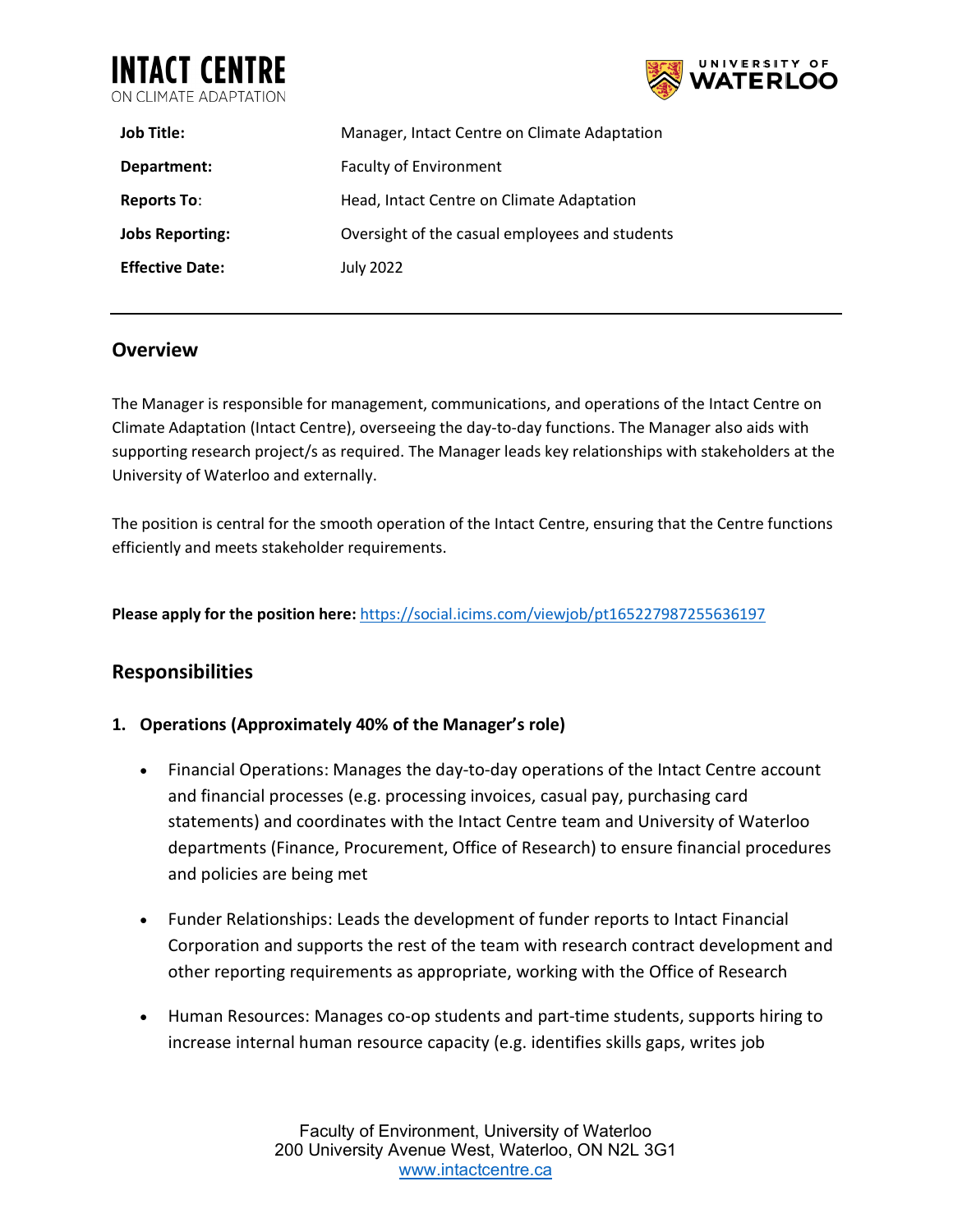| **Job Title:** | Manager, Intact Centre on Climate Adaptation |
|---|---|
| **Department:** | Faculty of Environment |
| **Reports To:** | Head, Intact Centre on Climate Adaptation |
| **Jobs Reporting:** | Oversight of the casual employees and students |
| **Effective Date:** | July 2022 |

---

## Overview

The Manager is responsible for management, communications, and operations of the Intact Centre on Climate Adaptation (Intact Centre), overseeing the day-to-day functions. The Manager also aids with supporting research project/s as required. The Manager leads key relationships with stakeholders at the University of Waterloo and externally.

The position is central for the smooth operation of the Intact Centre, ensuring that the Centre functions efficiently and meets stakeholder requirements.

**Please apply for the position here:** https://social.icims.com/viewjob/pt165227987255636197

## Responsibilities

1. **Operations (Approximately 40% of the Manager's role)**

   - Financial Operations: Manages the day-to-day operations of the Intact Centre account and financial processes (e.g. processing invoices, casual pay, purchasing card statements) and coordinates with the Intact Centre team and University of Waterloo departments (Finance, Procurement, Office of Research) to ensure financial procedures and policies are being met

   - Funder Relationships: Leads the development of funder reports to Intact Financial Corporation and supports the rest of the team with research contract development and other reporting requirements as appropriate, working with the Office of Research

   - Human Resources: Manages co-op students and part-time students, supports hiring to increase internal human resource capacity (e.g. identifies skills gaps, writes job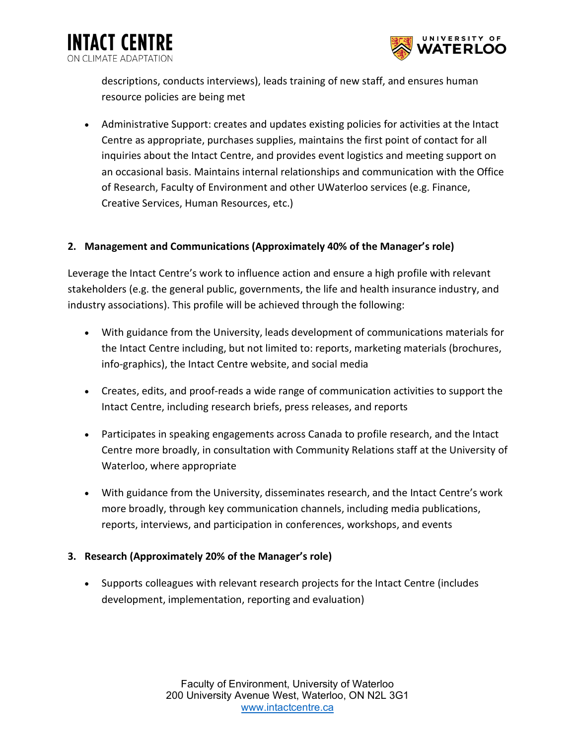descriptions, conducts interviews), leads training of new staff, and ensures human resource policies are being met

- Administrative Support: creates and updates existing policies for activities at the Intact Centre as appropriate, purchases supplies, maintains the first point of contact for all inquiries about the Intact Centre, and provides event logistics and meeting support on an occasional basis. Maintains internal relationships and communication with the Office of Research, Faculty of Environment and other UWaterloo services (e.g. Finance, Creative Services, Human Resources, etc.)

**2. Management and Communications (Approximately 40% of the Manager's role)**

Leverage the Intact Centre's work to influence action and ensure a high profile with relevant stakeholders (e.g. the general public, governments, the life and health insurance industry, and industry associations). This profile will be achieved through the following:

- With guidance from the University, leads development of communications materials for the Intact Centre including, but not limited to: reports, marketing materials (brochures, info-graphics), the Intact Centre website, and social media
- Creates, edits, and proof-reads a wide range of communication activities to support the Intact Centre, including research briefs, press releases, and reports
- Participates in speaking engagements across Canada to profile research, and the Intact Centre more broadly, in consultation with Community Relations staff at the University of Waterloo, where appropriate
- With guidance from the University, disseminates research, and the Intact Centre's work more broadly, through key communication channels, including media publications, reports, interviews, and participation in conferences, workshops, and events

**3. Research (Approximately 20% of the Manager's role)**

- Supports colleagues with relevant research projects for the Intact Centre (includes development, implementation, reporting and evaluation)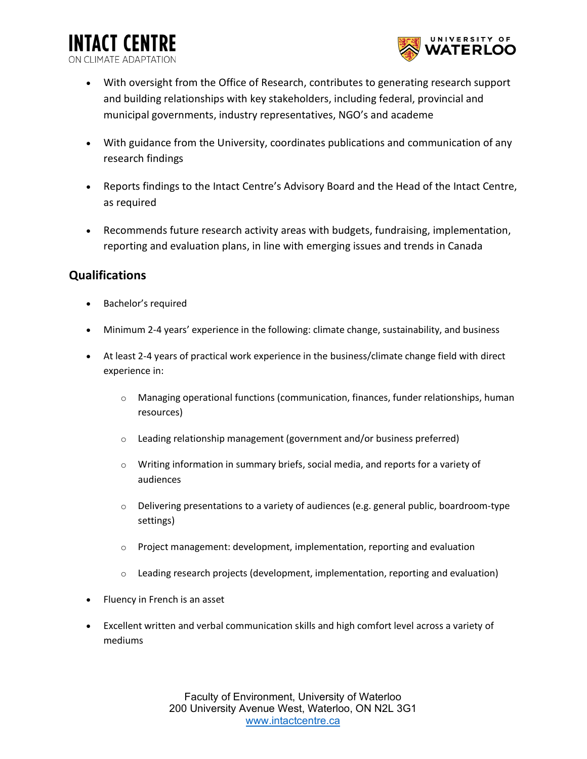- With oversight from the Office of Research, contributes to generating research support and building relationships with key stakeholders, including federal, provincial and municipal governments, industry representatives, NGO's and academe

- With guidance from the University, coordinates publications and communication of any research findings

- Reports findings to the Intact Centre's Advisory Board and the Head of the Intact Centre, as required

- Recommends future research activity areas with budgets, fundraising, implementation, reporting and evaluation plans, in line with emerging issues and trends in Canada

## Qualifications

- Bachelor's required
- Minimum 2-4 years' experience in the following: climate change, sustainability, and business
- At least 2-4 years of practical work experience in the business/climate change field with direct experience in:
  - Managing operational functions (communication, finances, funder relationships, human resources)
  - Leading relationship management (government and/or business preferred)
  - Writing information in summary briefs, social media, and reports for a variety of audiences
  - Delivering presentations to a variety of audiences (e.g. general public, boardroom-type settings)
  - Project management: development, implementation, reporting and evaluation
  - Leading research projects (development, implementation, reporting and evaluation)
- Fluency in French is an asset
- Excellent written and verbal communication skills and high comfort level across a variety of mediums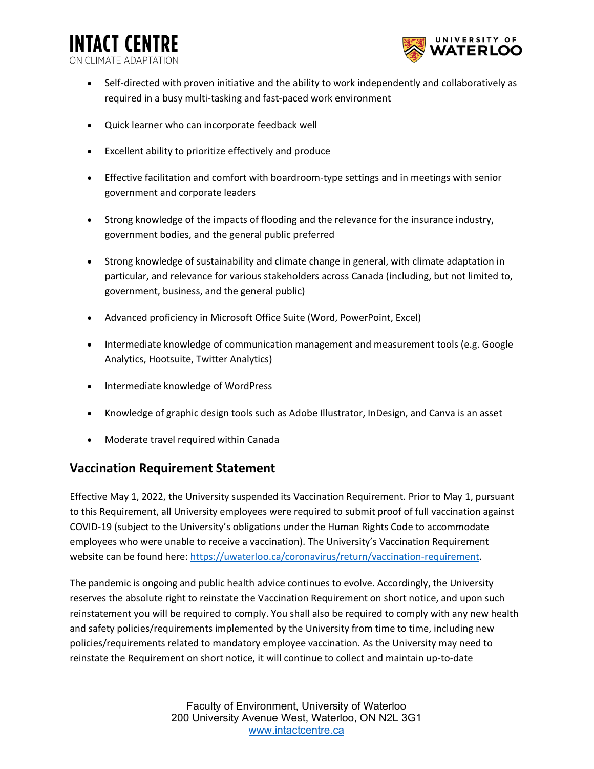- Self-directed with proven initiative and the ability to work independently and collaboratively as required in a busy multi-tasking and fast-paced work environment
- Quick learner who can incorporate feedback well
- Excellent ability to prioritize effectively and produce
- Effective facilitation and comfort with boardroom-type settings and in meetings with senior government and corporate leaders
- Strong knowledge of the impacts of flooding and the relevance for the insurance industry, government bodies, and the general public preferred
- Strong knowledge of sustainability and climate change in general, with climate adaptation in particular, and relevance for various stakeholders across Canada (including, but not limited to, government, business, and the general public)
- Advanced proficiency in Microsoft Office Suite (Word, PowerPoint, Excel)
- Intermediate knowledge of communication management and measurement tools (e.g. Google Analytics, Hootsuite, Twitter Analytics)
- Intermediate knowledge of WordPress
- Knowledge of graphic design tools such as Adobe Illustrator, InDesign, and Canva is an asset
- Moderate travel required within Canada

## Vaccination Requirement Statement

Effective May 1, 2022, the University suspended its Vaccination Requirement. Prior to May 1, pursuant to this Requirement, all University employees were required to submit proof of full vaccination against COVID-19 (subject to the University's obligations under the Human Rights Code to accommodate employees who were unable to receive a vaccination). The University's Vaccination Requirement website can be found here: https://uwaterloo.ca/coronavirus/return/vaccination-requirement.

The pandemic is ongoing and public health advice continues to evolve. Accordingly, the University reserves the absolute right to reinstate the Vaccination Requirement on short notice, and upon such reinstatement you will be required to comply. You shall also be required to comply with any new health and safety policies/requirements implemented by the University from time to time, including new policies/requirements related to mandatory employee vaccination. As the University may need to reinstate the Requirement on short notice, it will continue to collect and maintain up-to-date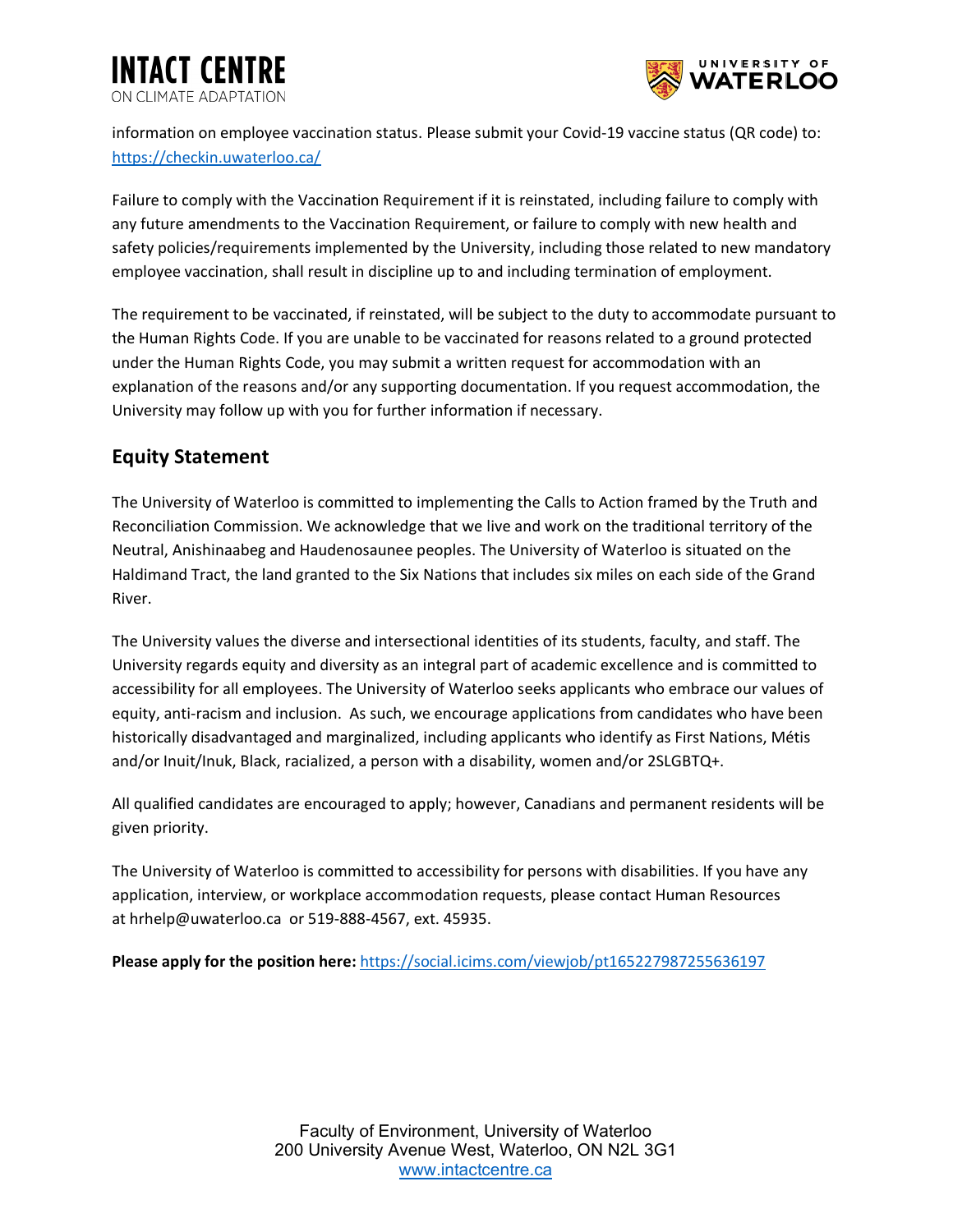information on employee vaccination status. Please submit your Covid-19 vaccine status (QR code) to: https://checkin.uwaterloo.ca/

Failure to comply with the Vaccination Requirement if it is reinstated, including failure to comply with any future amendments to the Vaccination Requirement, or failure to comply with new health and safety policies/requirements implemented by the University, including those related to new mandatory employee vaccination, shall result in discipline up to and including termination of employment.

The requirement to be vaccinated, if reinstated, will be subject to the duty to accommodate pursuant to the Human Rights Code. If you are unable to be vaccinated for reasons related to a ground protected under the Human Rights Code, you may submit a written request for accommodation with an explanation of the reasons and/or any supporting documentation. If you request accommodation, the University may follow up with you for further information if necessary.

## Equity Statement

The University of Waterloo is committed to implementing the Calls to Action framed by the Truth and Reconciliation Commission. We acknowledge that we live and work on the traditional territory of the Neutral, Anishinaabeg and Haudenosaunee peoples. The University of Waterloo is situated on the Haldimand Tract, the land granted to the Six Nations that includes six miles on each side of the Grand River.

The University values the diverse and intersectional identities of its students, faculty, and staff. The University regards equity and diversity as an integral part of academic excellence and is committed to accessibility for all employees. The University of Waterloo seeks applicants who embrace our values of equity, anti-racism and inclusion. As such, we encourage applications from candidates who have been historically disadvantaged and marginalized, including applicants who identify as First Nations, Métis and/or Inuit/Inuk, Black, racialized, a person with a disability, women and/or 2SLGBTQ+.

All qualified candidates are encouraged to apply; however, Canadians and permanent residents will be given priority.

The University of Waterloo is committed to accessibility for persons with disabilities. If you have any application, interview, or workplace accommodation requests, please contact Human Resources at hrhelp@uwaterloo.ca or 519-888-4567, ext. 45935.

**Please apply for the position here:** https://social.icims.com/viewjob/pt165227987255636197